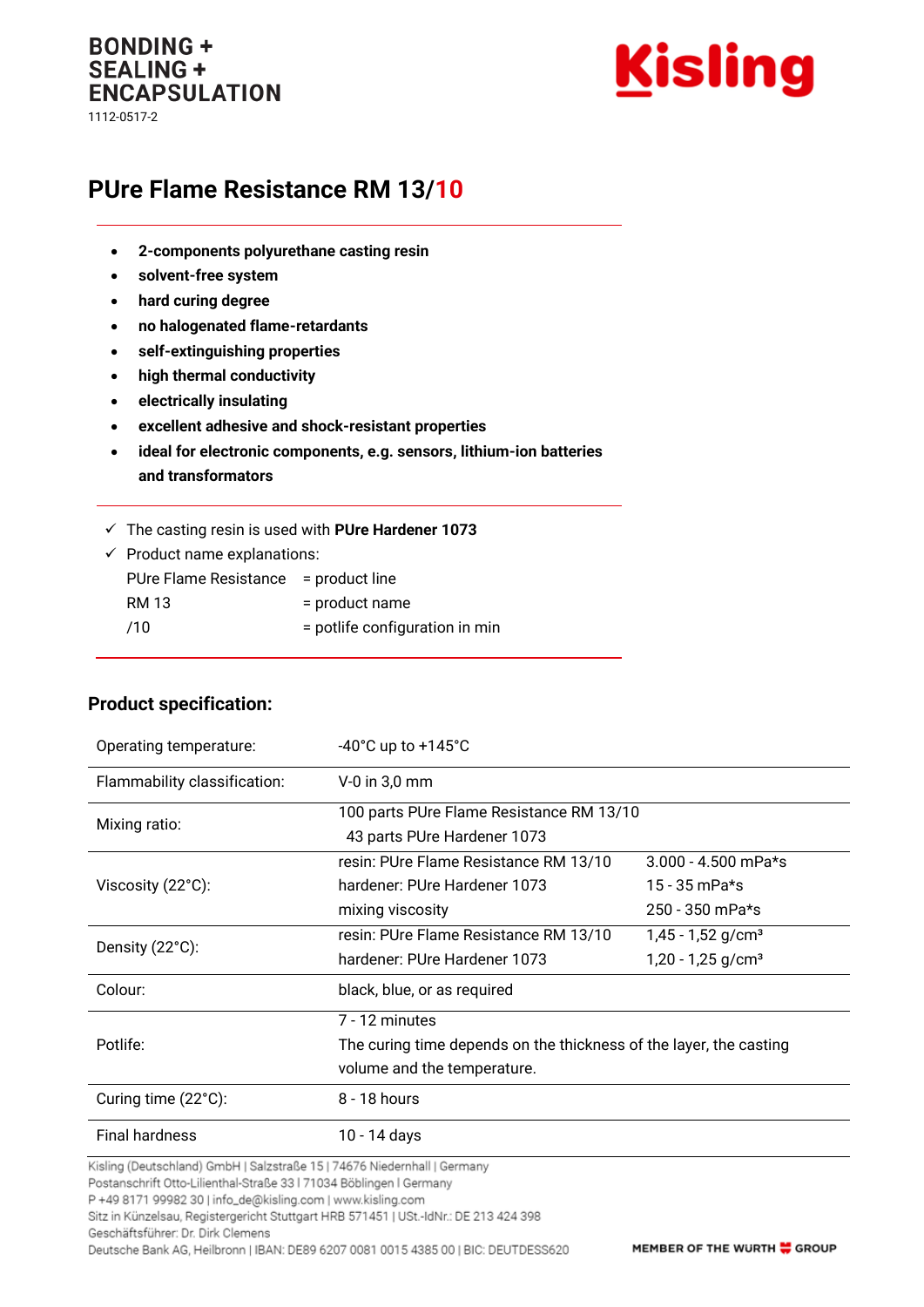BONDING +
SEALING +
ENCAPSULATION

1112-0517-2

Kisling

# PUre Flame Resistance RM 13/10

- **2-components polyurethane casting resin**
- **solvent-free system**
- **hard curing degree**
- **no halogenated flame-retardants**
- **self-extinguishing properties**
- **high thermal conductivity**
- **electrically insulating**
- **excellent adhesive and shock-resistant properties**
- **ideal for electronic components, e.g. sensors, lithium-ion batteries and transformators**

✓ The casting resin is used with **PUre Hardener 1073**

✓ Product name explanations:

| | |
|---|---|
| PUre Flame Resistance | = product line |
| RM 13 | = product name |
| /10 | = potlife configuration in min |

## Product specification:

| | | |
|---|---|---|
| Operating temperature: | -40°C up to +145°C | |
| Flammability classification: | V-0 in 3,0 mm | |
| Mixing ratio: | 100 parts PUre Flame Resistance RM 13/10<br>43 parts PUre Hardener 1073 | |
| Viscosity (22°C): | resin: PUre Flame Resistance RM 13/10<br>hardener: PUre Hardener 1073<br>mixing viscosity | 3.000 - 4.500 mPa*s<br>15 - 35 mPa*s<br>250 - 350 mPa*s |
| Density (22°C): | resin: PUre Flame Resistance RM 13/10<br>hardener: PUre Hardener 1073 | 1,45 - 1,52 g/cm³<br>1,20 - 1,25 g/cm³ |
| Colour: | black, blue, or as required | |
| Potlife: | 7 - 12 minutes<br>The curing time depends on the thickness of the layer, the casting volume and the temperature. | |
| Curing time (22°C): | 8 - 18 hours | |
| Final hardness | 10 - 14 days | |

Kisling (Deutschland) GmbH | Salzstraße 15 | 74676 Niedernhall | Germany
Postanschrift Otto-Lilienthal-Straße 33 | 71034 Böblingen | Germany
P +49 8171 99982 30 | info_de@kisling.com | www.kisling.com
Sitz in Künzelsau, Registergericht Stuttgart HRB 571451 | USt.-IdNr.: DE 213 424 398
Geschäftsführer: Dr. Dirk Clemens
Deutsche Bank AG, Heilbronn | IBAN: DE89 6207 0081 0015 4385 00 | BIC: DEUTDESS620

MEMBER OF THE WURTH GROUP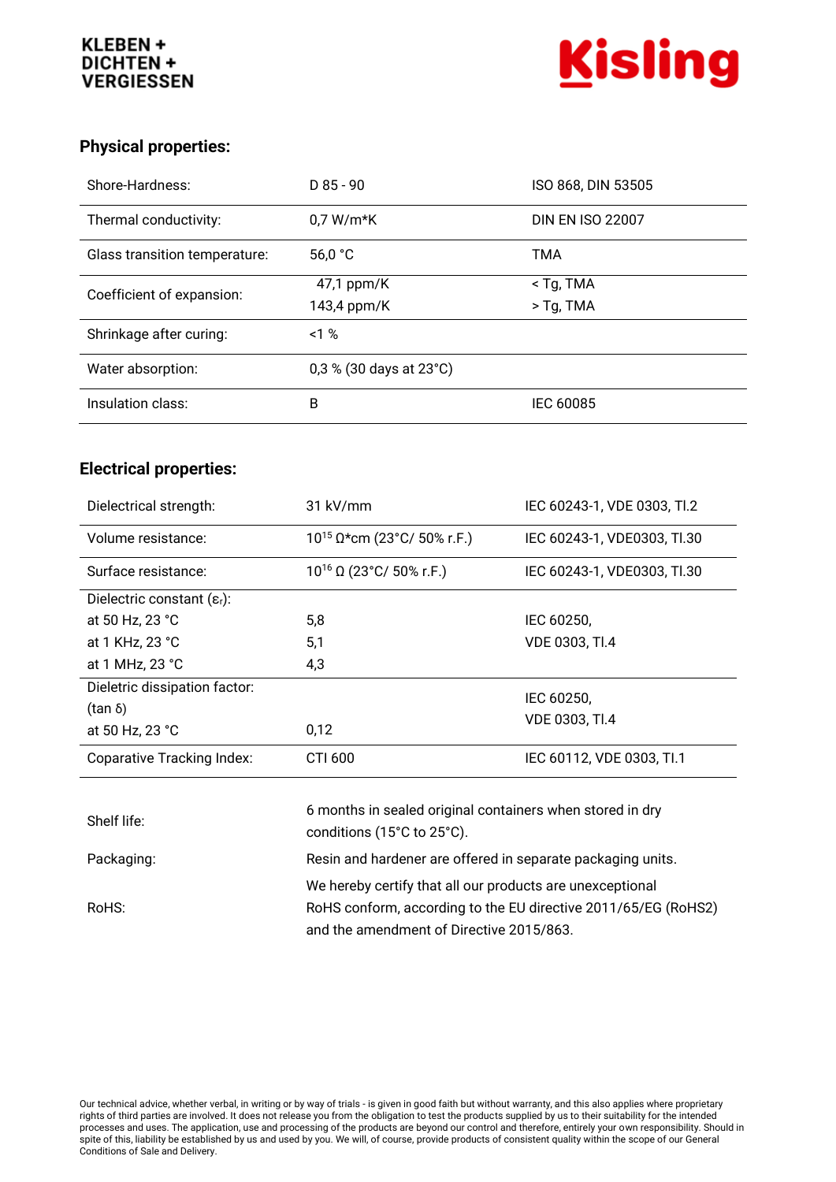## Physical properties:

| | | |
|---|---|---|
| Shore-Hardness: | D 85 - 90 | ISO 868, DIN 53505 |
| Thermal conductivity: | 0,7 W/m*K | DIN EN ISO 22007 |
| Glass transition temperature: | 56,0 °C | TMA |
| Coefficient of expansion: | 47,1 ppm/K<br>143,4 ppm/K | < Tg, TMA<br>> Tg, TMA |
| Shrinkage after curing: | <1 % | |
| Water absorption: | 0,3 % (30 days at 23°C) | |
| Insulation class: | B | IEC 60085 |

## Electrical properties:

| | | |
|---|---|---|
| Dielectrical strength: | 31 kV/mm | IEC 60243-1, VDE 0303, Tl.2 |
| Volume resistance: | $10^{15}$ Ω*cm (23°C/ 50% r.F.) | IEC 60243-1, VDE0303, Tl.30 |
| Surface resistance: | $10^{16}$ Ω (23°C/ 50% r.F.) | IEC 60243-1, VDE0303, Tl.30 |
| Dielectric constant ($\varepsilon_r$):<br>at 50 Hz, 23 °C<br>at 1 KHz, 23 °C<br>at 1 MHz, 23 °C | <br>5,8<br>5,1<br>4,3 | IEC 60250,<br>VDE 0303, Tl.4 |
| Dieletric dissipation factor:<br>(tan δ)<br>at 50 Hz, 23 °C | <br><br>0,12 | IEC 60250,<br>VDE 0303, Tl.4 |
| Coparative Tracking Index: | CTI 600 | IEC 60112, VDE 0303, Tl.1 |

| | |
|---|---|
| Shelf life: | 6 months in sealed original containers when stored in dry conditions (15°C to 25°C). |
| Packaging: | Resin and hardener are offered in separate packaging units. |
| RoHS: | We hereby certify that all our products are unexceptional RoHS conform, according to the EU directive 2011/65/EG (RoHS2) and the amendment of Directive 2015/863. |

Our technical advice, whether verbal, in writing or by way of trials - is given in good faith but without warranty, and this also applies where proprietary rights of third parties are involved. It does not release you from the obligation to test the products supplied by us to their suitability for the intended processes and uses. The application, use and processing of the products are beyond our control and therefore, entirely your own responsibility. Should in spite of this, liability be established by us and used by you. We will, of course, provide products of consistent quality within the scope of our General Conditions of Sale and Delivery.